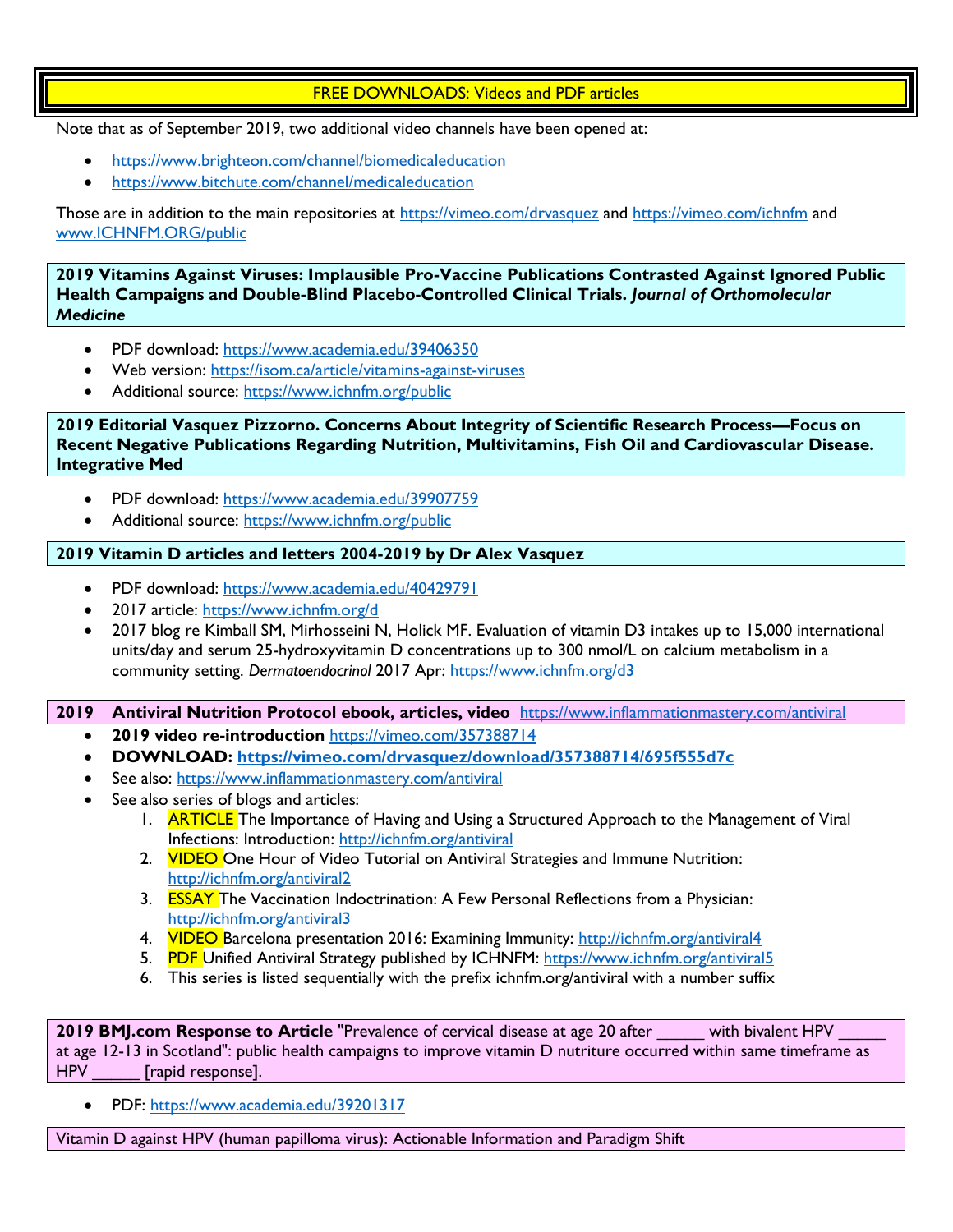# FREE DOWNLOADS: Videos and PDF articles

Note that as of September 2019, two additional video channels have been opened at:

- https://www.brighteon.com/channel/biomedicaleducation
- https://www.bitchute.com/channel/medicaleducation

Those are in addition to the main repositories at https://vimeo.com/drvasquez and https://vimeo.com/ichnfm and www.ICHNFM.ORG/public

**2019 Vitamins Against Viruses: Implausible Pro-Vaccine Publications Contrasted Against Ignored Public Health Campaigns and Double-Blind Placebo-Controlled Clinical Trials. *Journal of Orthomolecular Medicine***

- PDF download: https://www.academia.edu/39406350
- Web version: https://isom.ca/article/vitamins-against-viruses
- Additional source: https://www.ichnfm.org/public

**2019 Editorial Vasquez Pizzorno. Concerns About Integrity of Scientific Research Process—Focus on Recent Negative Publications Regarding Nutrition, Multivitamins, Fish Oil and Cardiovascular Disease. Integrative Med**

- PDF download: https://www.academia.edu/39907759
- Additional source: https://www.ichnfm.org/public

**2019 Vitamin D articles and letters 2004-2019 by Dr Alex Vasquez**

- PDF download: https://www.academia.edu/40429791
- 2017 article: https://www.ichnfm.org/d
- 2017 blog re Kimball SM, Mirhosseini N, Holick MF. Evaluation of vitamin D3 intakes up to 15,000 international units/day and serum 25-hydroxyvitamin D concentrations up to 300 nmol/L on calcium metabolism in a community setting. *Dermatoendocrinol* 2017 Apr: https://www.ichnfm.org/d3

**2019 Antiviral Nutrition Protocol ebook, articles, video** https://www.inflammationmastery.com/antiviral

- **2019 video re-introduction** https://vimeo.com/357388714
- **DOWNLOAD: https://vimeo.com/drvasquez/download/357388714/695f555d7c**
- See also: https://www.inflammationmastery.com/antiviral
- See also series of blogs and articles:
  1. ARTICLE The Importance of Having and Using a Structured Approach to the Management of Viral Infections: Introduction: http://ichnfm.org/antiviral
  2. VIDEO One Hour of Video Tutorial on Antiviral Strategies and Immune Nutrition: http://ichnfm.org/antiviral2
  3. ESSAY The Vaccination Indoctrination: A Few Personal Reflections from a Physician: http://ichnfm.org/antiviral3
  4. VIDEO Barcelona presentation 2016: Examining Immunity: http://ichnfm.org/antiviral4
  5. PDF Unified Antiviral Strategy published by ICHNFM: https://www.ichnfm.org/antiviral5
  6. This series is listed sequentially with the prefix ichnfm.org/antiviral with a number suffix

**2019 BMJ.com Response to Article** "Prevalence of cervical disease at age 20 after _____ with bivalent HPV _____ at age 12-13 in Scotland": public health campaigns to improve vitamin D nutriture occurred within same timeframe as HPV _____ [rapid response].

- PDF: https://www.academia.edu/39201317

Vitamin D against HPV (human papilloma virus): Actionable Information and Paradigm Shift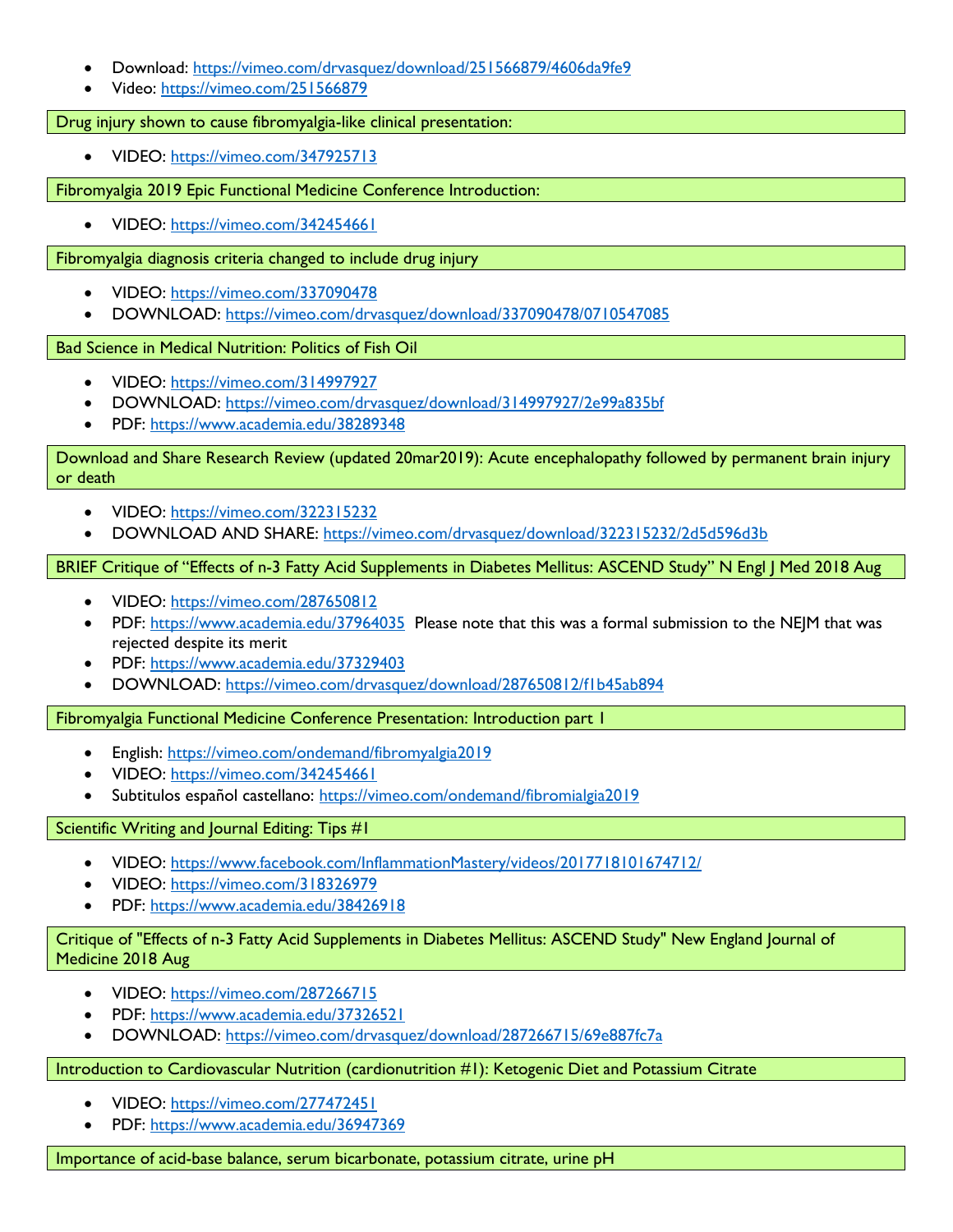- Download: https://vimeo.com/drvasquez/download/251566879/4606da9fe9
- Video: https://vimeo.com/251566879

Drug injury shown to cause fibromyalgia-like clinical presentation:

- VIDEO: https://vimeo.com/347925713

Fibromyalgia 2019 Epic Functional Medicine Conference Introduction:

- VIDEO: https://vimeo.com/342454661

Fibromyalgia diagnosis criteria changed to include drug injury

- VIDEO: https://vimeo.com/337090478
- DOWNLOAD: https://vimeo.com/drvasquez/download/337090478/0710547085

Bad Science in Medical Nutrition: Politics of Fish Oil

- VIDEO: https://vimeo.com/314997927
- DOWNLOAD: https://vimeo.com/drvasquez/download/314997927/2e99a835bf
- PDF: https://www.academia.edu/38289348

Download and Share Research Review (updated 20mar2019): Acute encephalopathy followed by permanent brain injury or death

- VIDEO: https://vimeo.com/322315232
- DOWNLOAD AND SHARE: https://vimeo.com/drvasquez/download/322315232/2d5d596d3b

BRIEF Critique of "Effects of n-3 Fatty Acid Supplements in Diabetes Mellitus: ASCEND Study" N Engl J Med 2018 Aug

- VIDEO: https://vimeo.com/287650812
- PDF: https://www.academia.edu/37964035 Please note that this was a formal submission to the NEJM that was rejected despite its merit
- PDF: https://www.academia.edu/37329403
- DOWNLOAD: https://vimeo.com/drvasquez/download/287650812/f1b45ab894

Fibromyalgia Functional Medicine Conference Presentation: Introduction part 1

- English: https://vimeo.com/ondemand/fibromyalgia2019
- VIDEO: https://vimeo.com/342454661
- Subtitulos español castellano: https://vimeo.com/ondemand/fibromialgia2019

Scientific Writing and Journal Editing: Tips #1

- VIDEO: https://www.facebook.com/InflammationMastery/videos/2017718101674712/
- VIDEO: https://vimeo.com/318326979
- PDF: https://www.academia.edu/38426918

Critique of "Effects of n-3 Fatty Acid Supplements in Diabetes Mellitus: ASCEND Study" New England Journal of Medicine 2018 Aug

- VIDEO: https://vimeo.com/287266715
- PDF: https://www.academia.edu/37326521
- DOWNLOAD: https://vimeo.com/drvasquez/download/287266715/69e887fc7a

Introduction to Cardiovascular Nutrition (cardionutrition #1): Ketogenic Diet and Potassium Citrate

- VIDEO: https://vimeo.com/277472451
- PDF: https://www.academia.edu/36947369

Importance of acid-base balance, serum bicarbonate, potassium citrate, urine pH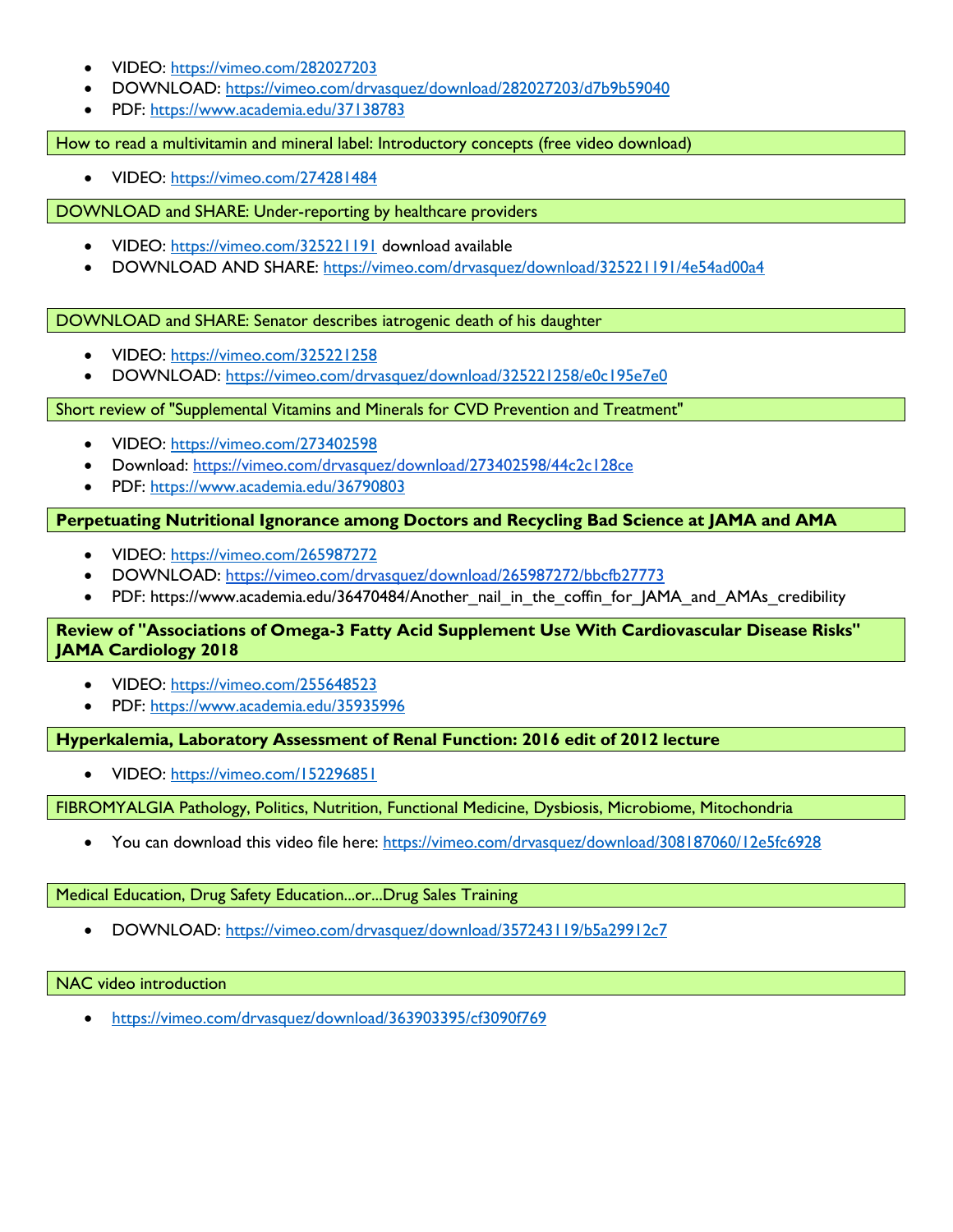- VIDEO: https://vimeo.com/282027203
- DOWNLOAD: https://vimeo.com/drvasquez/download/282027203/d7b9b59040
- PDF: https://www.academia.edu/37138783

How to read a multivitamin and mineral label: Introductory concepts (free video download)

- VIDEO: https://vimeo.com/274281484

DOWNLOAD and SHARE: Under-reporting by healthcare providers

- VIDEO: https://vimeo.com/325221191 download available
- DOWNLOAD AND SHARE: https://vimeo.com/drvasquez/download/325221191/4e54ad00a4

DOWNLOAD and SHARE: Senator describes iatrogenic death of his daughter

- VIDEO: https://vimeo.com/325221258
- DOWNLOAD: https://vimeo.com/drvasquez/download/325221258/e0c195e7e0

Short review of "Supplemental Vitamins and Minerals for CVD Prevention and Treatment"

- VIDEO: https://vimeo.com/273402598
- Download: https://vimeo.com/drvasquez/download/273402598/44c2c128ce
- PDF: https://www.academia.edu/36790803

**Perpetuating Nutritional Ignorance among Doctors and Recycling Bad Science at JAMA and AMA**

- VIDEO: https://vimeo.com/265987272
- DOWNLOAD: https://vimeo.com/drvasquez/download/265987272/bbcfb27773
- PDF: https://www.academia.edu/36470484/Another_nail_in_the_coffin_for_JAMA_and_AMAs_credibility

**Review of "Associations of Omega-3 Fatty Acid Supplement Use With Cardiovascular Disease Risks" JAMA Cardiology 2018**

- VIDEO: https://vimeo.com/255648523
- PDF: https://www.academia.edu/35935996

**Hyperkalemia, Laboratory Assessment of Renal Function: 2016 edit of 2012 lecture**

- VIDEO: https://vimeo.com/152296851

FIBROMYALGIA Pathology, Politics, Nutrition, Functional Medicine, Dysbiosis, Microbiome, Mitochondria

- You can download this video file here: https://vimeo.com/drvasquez/download/308187060/12e5fc6928

Medical Education, Drug Safety Education...or...Drug Sales Training

- DOWNLOAD: https://vimeo.com/drvasquez/download/357243119/b5a29912c7

NAC video introduction

- https://vimeo.com/drvasquez/download/363903395/cf3090f769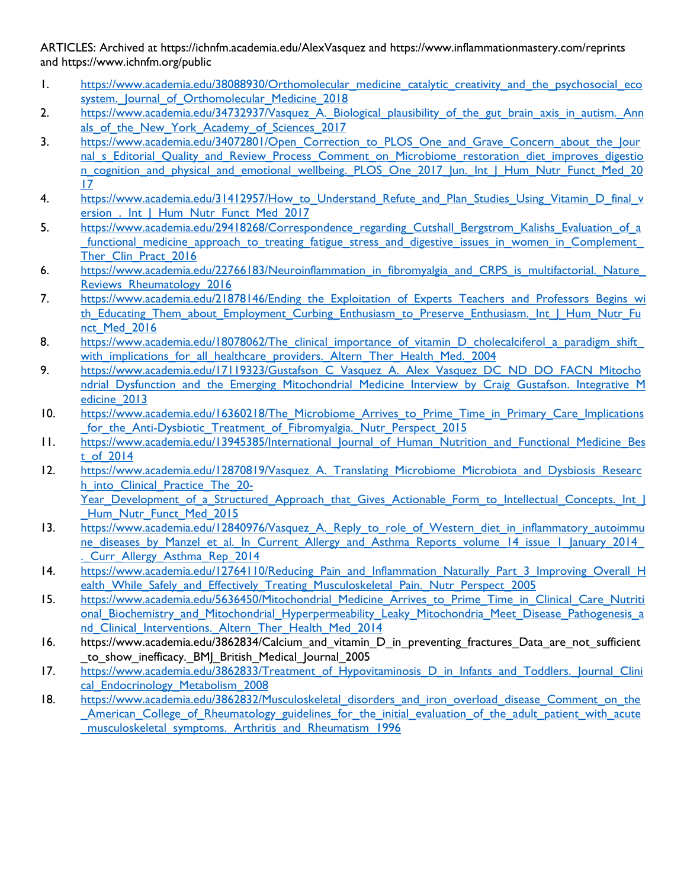ARTICLES: Archived at https://ichnfm.academia.edu/AlexVasquez and https://www.inflammationmastery.com/reprints and https://www.ichnfm.org/public

1. https://www.academia.edu/38088930/Orthomolecular_medicine_catalytic_creativity_and_the_psychosocial_ecosystem._Journal_of_Orthomolecular_Medicine_2018
2. https://www.academia.edu/34732937/Vasquez_A._Biological_plausibility_of_the_gut_brain_axis_in_autism._Annals_of_the_New_York_Academy_of_Sciences_2017
3. https://www.academia.edu/34072801/Open_Correction_to_PLOS_One_and_Grave_Concern_about_the_Journal_s_Editorial_Quality_and_Review_Process_Comment_on_Microbiome_restoration_diet_improves_digestion_cognition_and_physical_and_emotional_wellbeing._PLOS_One_2017_Jun._Int_J_Hum_Nutr_Funct_Med_2017
4. https://www.academia.edu/31412957/How_to_Understand_Refute_and_Plan_Studies_Using_Vitamin_D_final_version_._Int_J_Hum_Nutr_Funct_Med_2017
5. https://www.academia.edu/29418268/Correspondence_regarding_Cutshall_Bergstrom_Kalishs_Evaluation_of_a_functional_medicine_approach_to_treating_fatigue_stress_and_digestive_issues_in_women_in_Complement_Ther_Clin_Pract_2016
6. https://www.academia.edu/22766183/Neuroinflammation_in_fibromyalgia_and_CRPS_is_multifactorial._Nature_Reviews_Rheumatology_2016
7. https://www.academia.edu/21878146/Ending_the_Exploitation_of_Experts_Teachers_and_Professors_Begins_with_Educating_Them_about_Employment_Curbing_Enthusiasm_to_Preserve_Enthusiasm._Int_J_Hum_Nutr_Funct_Med_2016
8. https://www.academia.edu/18078062/The_clinical_importance_of_vitamin_D_cholecalciferol_a_paradigm_shift_with_implications_for_all_healthcare_providers._Altern_Ther_Health_Med._2004
9. https://www.academia.edu/17119323/Gustafson_C_Vasquez_A._Alex_Vasquez_DC_ND_DO_FACN_Mitochondrial_Dysfunction_and_the_Emerging_Mitochondrial_Medicine_Interview_by_Craig_Gustafson._Integrative_Medicine_2013
10. https://www.academia.edu/16360218/The_Microbiome_Arrives_to_Prime_Time_in_Primary_Care_Implications_for_the_Anti-Dysbiotic_Treatment_of_Fibromyalgia._Nutr_Perspect_2015
11. https://www.academia.edu/13945385/International_Journal_of_Human_Nutrition_and_Functional_Medicine_Best_of_2014
12. https://www.academia.edu/12870819/Vasquez_A._Translating_Microbiome_Microbiota_and_Dysbiosis_Research_into_Clinical_Practice_The_20-Year_Development_of_a_Structured_Approach_that_Gives_Actionable_Form_to_Intellectual_Concepts._Int_J_Hum_Nutr_Funct_Med_2015
13. https://www.academia.edu/12840976/Vasquez_A._Reply_to_role_of_Western_diet_in_inflammatory_autoimmune_diseases_by_Manzel_et_al._In_Current_Allergy_and_Asthma_Reports_volume_14_issue_1_January_2014_._Curr_Allergy_Asthma_Rep_2014
14. https://www.academia.edu/12764110/Reducing_Pain_and_Inflammation_Naturally_Part_3_Improving_Overall_Health_While_Safely_and_Effectively_Treating_Musculoskeletal_Pain._Nutr_Perspect_2005
15. https://www.academia.edu/5636450/Mitochondrial_Medicine_Arrives_to_Prime_Time_in_Clinical_Care_Nutritional_Biochemistry_and_Mitochondrial_Hyperpermeability_Leaky_Mitochondria_Meet_Disease_Pathogenesis_and_Clinical_Interventions._Altern_Ther_Health_Med_2014
16. https://www.academia.edu/3862834/Calcium_and_vitamin_D_in_preventing_fractures_Data_are_not_sufficient_to_show_inefficacy._BMJ_British_Medical_Journal_2005
17. https://www.academia.edu/3862833/Treatment_of_Hypovitaminosis_D_in_Infants_and_Toddlers._Journal_Clinical_Endocrinology_Metabolism_2008
18. https://www.academia.edu/3862832/Musculoskeletal_disorders_and_iron_overload_disease_Comment_on_the_American_College_of_Rheumatology_guidelines_for_the_initial_evaluation_of_the_adult_patient_with_acute_musculoskeletal_symptoms._Arthritis_and_Rheumatism_1996